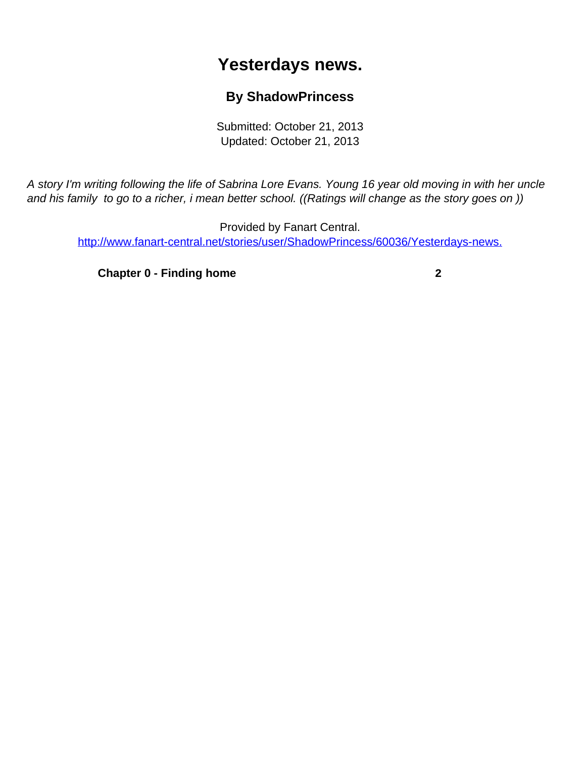# Yesterdays news.

### By ShadowPrincess

Submitted: October 21, 2013
Updated: October 21, 2013

*A story I'm writing following the life of Sabrina Lore Evans. Young 16 year old moving in with her uncle and his family  to go to a richer, i mean better school. ((Ratings will change as the story goes on ))*

Provided by Fanart Central.
http://www.fanart-central.net/stories/user/ShadowPrincess/60036/Yesterdays-news.

| | |
|---|---|
| **Chapter 0 - Finding home** | **2** |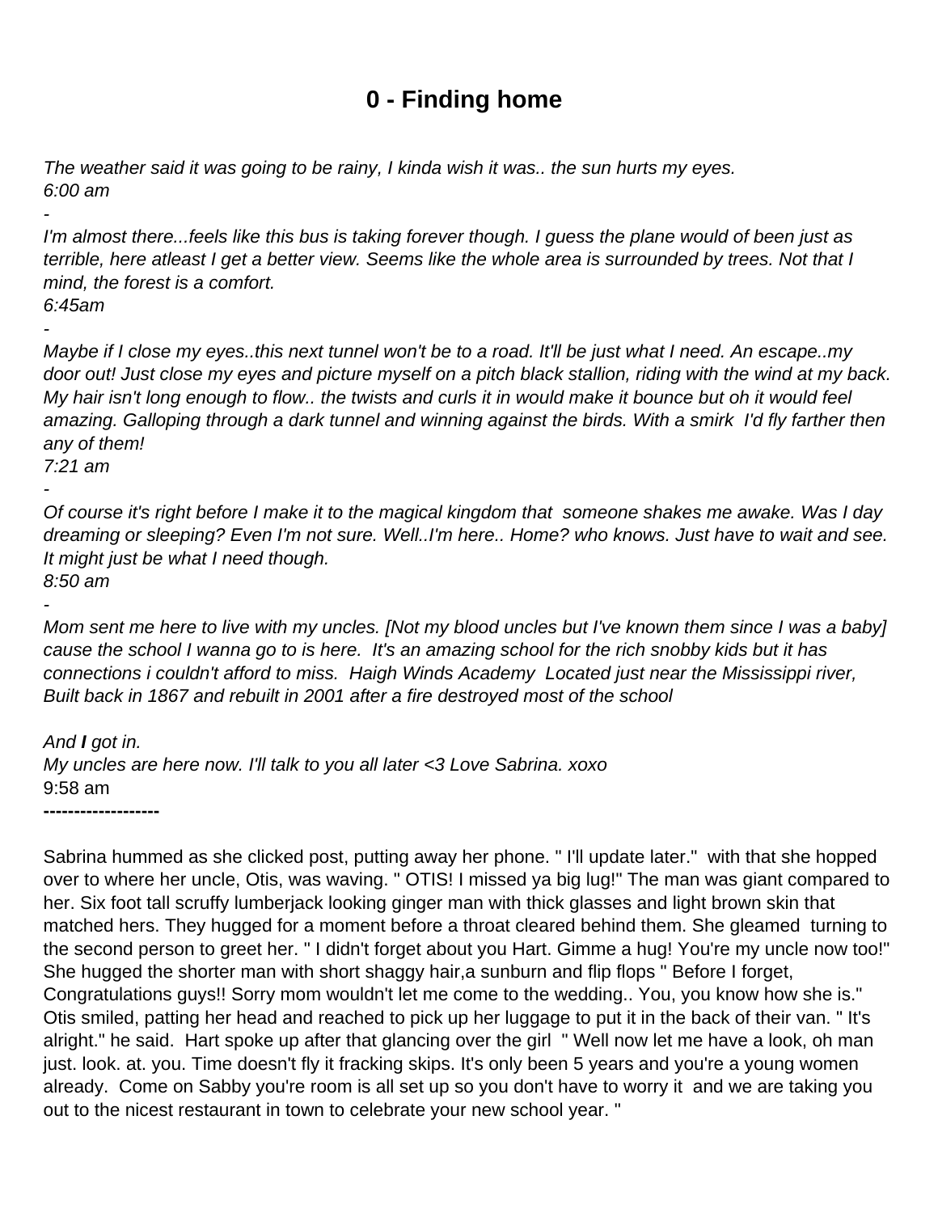# 0 - Finding home

*The weather said it was going to be rainy, I kinda wish it was.. the sun hurts my eyes.*
*6:00 am*

*-*

*I'm almost there...feels like this bus is taking forever though. I guess the plane would of been just as terrible, here atleast I get a better view. Seems like the whole area is surrounded by trees. Not that I mind, the forest is a comfort.*
*6:45am*

*-*

*Maybe if I close my eyes..this next tunnel won't be to a road. It'll be just what I need. An escape..my door out! Just close my eyes and picture myself on a pitch black stallion, riding with the wind at my back. My hair isn't long enough to flow.. the twists and curls it in would make it bounce but oh it would feel amazing. Galloping through a dark tunnel and winning against the birds. With a smirk I'd fly farther then any of them!*
*7:21 am*

*-*

*Of course it's right before I make it to the magical kingdom that someone shakes me awake. Was I day dreaming or sleeping? Even I'm not sure. Well..I'm here.. Home? who knows. Just have to wait and see. It might just be what I need though.*
*8:50 am*

*-*

*Mom sent me here to live with my uncles. [Not my blood uncles but I've known them since I was a baby] cause the school I wanna go to is here. It's an amazing school for the rich snobby kids but it has connections i couldn't afford to miss. Haigh Winds Academy Located just near the Mississippi river, Built back in 1867 and rebuilt in 2001 after a fire destroyed most of the school*

*And* ***I*** *got in.*
*My uncles are here now. I'll talk to you all later <3 Love Sabrina. xoxo*
9:58 am

**-------------------**

Sabrina hummed as she clicked post, putting away her phone. " I'll update later." with that she hopped over to where her uncle, Otis, was waving. " OTIS! I missed ya big lug!" The man was giant compared to her. Six foot tall scruffy lumberjack looking ginger man with thick glasses and light brown skin that matched hers. They hugged for a moment before a throat cleared behind them. She gleamed turning to the second person to greet her. " I didn't forget about you Hart. Gimme a hug! You're my uncle now too!" She hugged the shorter man with short shaggy hair,a sunburn and flip flops " Before I forget, Congratulations guys!! Sorry mom wouldn't let me come to the wedding.. You, you know how she is." Otis smiled, patting her head and reached to pick up her luggage to put it in the back of their van. " It's alright." he said. Hart spoke up after that glancing over the girl " Well now let me have a look, oh man just. look. at. you. Time doesn't fly it fracking skips. It's only been 5 years and you're a young women already. Come on Sabby you're room is all set up so you don't have to worry it and we are taking you out to the nicest restaurant in town to celebrate your new school year. "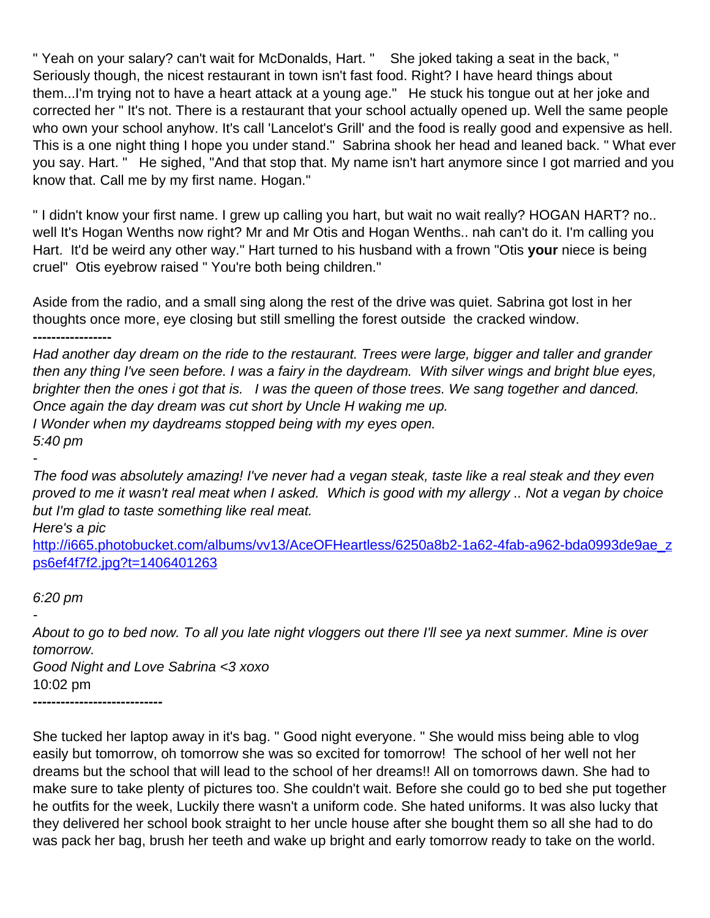" Yeah on your salary? can't wait for McDonalds, Hart. "   She joked taking a seat in the back, " Seriously though, the nicest restaurant in town isn't fast food. Right? I have heard things about them...I'm trying not to have a heart attack at a young age."   He stuck his tongue out at her joke and corrected her " It's not. There is a restaurant that your school actually opened up. Well the same people who own your school anyhow. It's call 'Lancelot's Grill' and the food is really good and expensive as hell. This is a one night thing I hope you under stand."  Sabrina shook her head and leaned back. " What ever you say. Hart. "   He sighed, "And that stop that. My name isn't hart anymore since I got married and you know that. Call me by my first name. Hogan."

" I didn't know your first name. I grew up calling you hart, but wait no wait really? HOGAN HART? no.. well It's Hogan Wenths now right? Mr and Mr Otis and Hogan Wenths.. nah can't do it. I'm calling you Hart.  It'd be weird any other way." Hart turned to his husband with a frown "Otis **your** niece is being cruel"  Otis eyebrow raised " You're both being children."

Aside from the radio, and a small sing along the rest of the drive was quiet. Sabrina got lost in her thoughts once more, eye closing but still smelling the forest outside  the cracked window.

**-----------------**

*Had another day dream on the ride to the restaurant. Trees were large, bigger and taller and grander then any thing I've seen before. I was a fairy in the daydream.  With silver wings and bright blue eyes, brighter then the ones i got that is.   I was the queen of those trees. We sang together and danced. Once again the day dream was cut short by Uncle H waking me up.*
*I Wonder when my daydreams stopped being with my eyes open.*
*5:40 pm*

*-*

*The food was absolutely amazing! I've never had a vegan steak, taste like a real steak and they even proved to me it wasn't real meat when I asked.  Which is good with my allergy .. Not a vegan by choice but I'm glad to taste something like real meat.*
*Here's a pic*
[http://i665.photobucket.com/albums/vv13/AceOFHeartless/6250a8b2-1a62-4fab-a962-bda0993de9ae_zps6ef4f7f2.jpg?t=1406401263](http://i665.photobucket.com/albums/vv13/AceOFHeartless/6250a8b2-1a62-4fab-a962-bda0993de9ae_zps6ef4f7f2.jpg?t=1406401263)

*6:20 pm*

*-*

*About to go to bed now. To all you late night vloggers out there I'll see ya next summer. Mine is over tomorrow.*
*Good Night and Love Sabrina <3 xoxo*
10:02 pm

**----------------------------**

She tucked her laptop away in it's bag. " Good night everyone. " She would miss being able to vlog easily but tomorrow, oh tomorrow she was so excited for tomorrow!  The school of her well not her dreams but the school that will lead to the school of her dreams!! All on tomorrows dawn. She had to make sure to take plenty of pictures too. She couldn't wait. Before she could go to bed she put together he outfits for the week, Luckily there wasn't a uniform code. She hated uniforms. It was also lucky that they delivered her school book straight to her uncle house after she bought them so all she had to do was pack her bag, brush her teeth and wake up bright and early tomorrow ready to take on the world.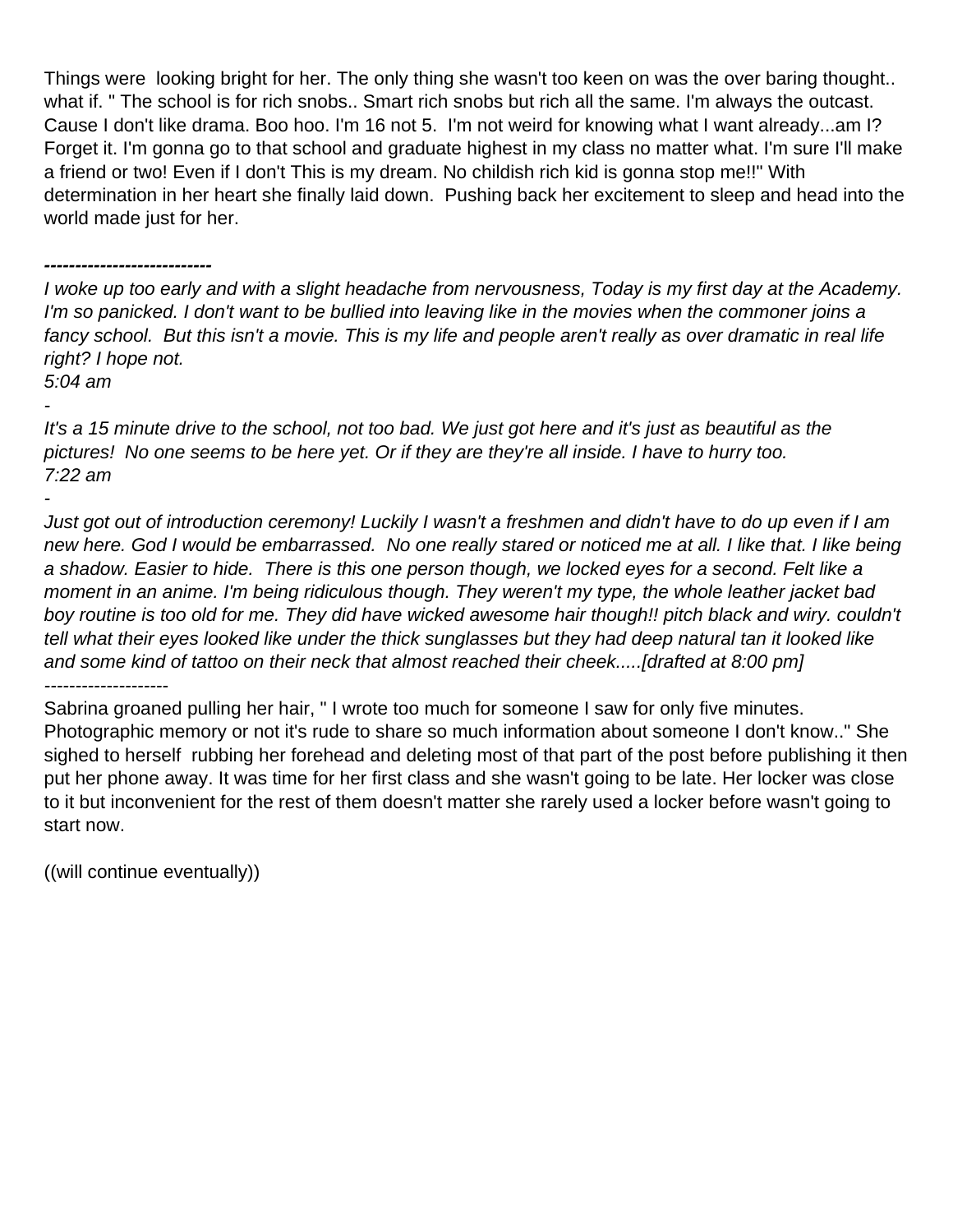Things were  looking bright for her. The only thing she wasn't too keen on was the over baring thought.. what if. " The school is for rich snobs.. Smart rich snobs but rich all the same. I'm always the outcast. Cause I don't like drama. Boo hoo. I'm 16 not 5.  I'm not weird for knowing what I want already...am I? Forget it. I'm gonna go to that school and graduate highest in my class no matter what. I'm sure I'll make a friend or two! Even if I don't This is my dream. No childish rich kid is gonna stop me!!" With determination in her heart she finally laid down.  Pushing back her excitement to sleep and head into the world made just for her.

***---------------------------***

*I woke up too early and with a slight headache from nervousness, Today is my first day at the Academy. I'm so panicked. I don't want to be bullied into leaving like in the movies when the commoner joins a fancy school.  But this isn't a movie. This is my life and people aren't really as over dramatic in real life right? I hope not.*

*5:04 am*

*-*

*It's a 15 minute drive to the school, not too bad. We just got here and it's just as beautiful as the pictures!  No one seems to be here yet. Or if they are they're all inside. I have to hurry too.*

*7:22 am*

*-*

*Just got out of introduction ceremony! Luckily I wasn't a freshmen and didn't have to do up even if I am new here. God I would be embarrassed.  No one really stared or noticed me at all. I like that. I like being a shadow. Easier to hide.  There is this one person though, we locked eyes for a second. Felt like a moment in an anime. I'm being ridiculous though. They weren't my type, the whole leather jacket bad boy routine is too old for me. They did have wicked awesome hair though!! pitch black and wiry. couldn't tell what their eyes looked like under the thick sunglasses but they had deep natural tan it looked like and some kind of tattoo on their neck that almost reached their cheek.....[drafted at 8:00 pm]*

--------------------

Sabrina groaned pulling her hair, " I wrote too much for someone I saw for only five minutes. Photographic memory or not it's rude to share so much information about someone I don't know.." She sighed to herself  rubbing her forehead and deleting most of that part of the post before publishing it then put her phone away. It was time for her first class and she wasn't going to be late. Her locker was close to it but inconvenient for the rest of them doesn't matter she rarely used a locker before wasn't going to start now.

((will continue eventually))